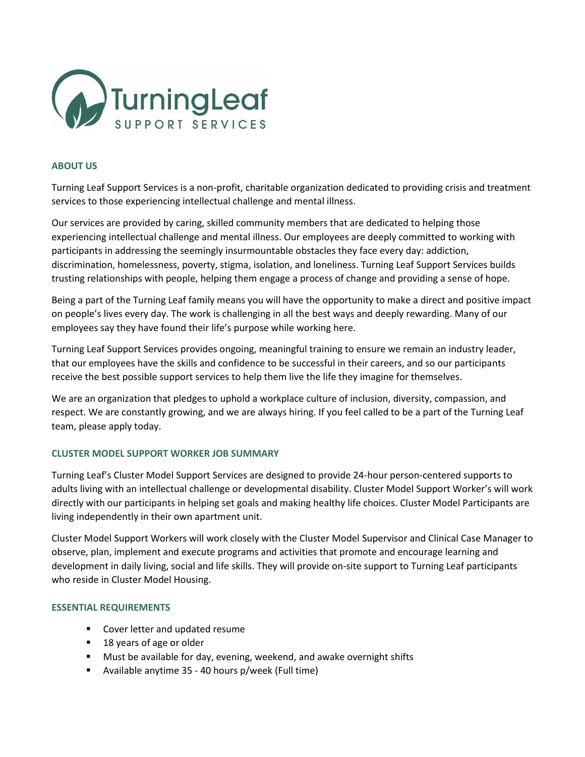TurningLeaf SUPPORT SERVICES

## ABOUT US

Turning Leaf Support Services is a non-profit, charitable organization dedicated to providing crisis and treatment services to those experiencing intellectual challenge and mental illness.

Our services are provided by caring, skilled community members that are dedicated to helping those experiencing intellectual challenge and mental illness. Our employees are deeply committed to working with participants in addressing the seemingly insurmountable obstacles they face every day: addiction, discrimination, homelessness, poverty, stigma, isolation, and loneliness. Turning Leaf Support Services builds trusting relationships with people, helping them engage a process of change and providing a sense of hope.

Being a part of the Turning Leaf family means you will have the opportunity to make a direct and positive impact on people's lives every day. The work is challenging in all the best ways and deeply rewarding. Many of our employees say they have found their life's purpose while working here.

Turning Leaf Support Services provides ongoing, meaningful training to ensure we remain an industry leader, that our employees have the skills and confidence to be successful in their careers, and so our participants receive the best possible support services to help them live the life they imagine for themselves.

We are an organization that pledges to uphold a workplace culture of inclusion, diversity, compassion, and respect. We are constantly growing, and we are always hiring. If you feel called to be a part of the Turning Leaf team, please apply today.

## CLUSTER MODEL SUPPORT WORKER JOB SUMMARY

Turning Leaf's Cluster Model Support Services are designed to provide 24-hour person-centered supports to adults living with an intellectual challenge or developmental disability. Cluster Model Support Worker's will work directly with our participants in helping set goals and making healthy life choices. Cluster Model Participants are living independently in their own apartment unit.

Cluster Model Support Workers will work closely with the Cluster Model Supervisor and Clinical Case Manager to observe, plan, implement and execute programs and activities that promote and encourage learning and development in daily living, social and life skills. They will provide on-site support to Turning Leaf participants who reside in Cluster Model Housing.

## ESSENTIAL REQUIREMENTS

- Cover letter and updated resume
- 18 years of age or older
- Must be available for day, evening, weekend, and awake overnight shifts
- Available anytime 35 - 40 hours p/week (Full time)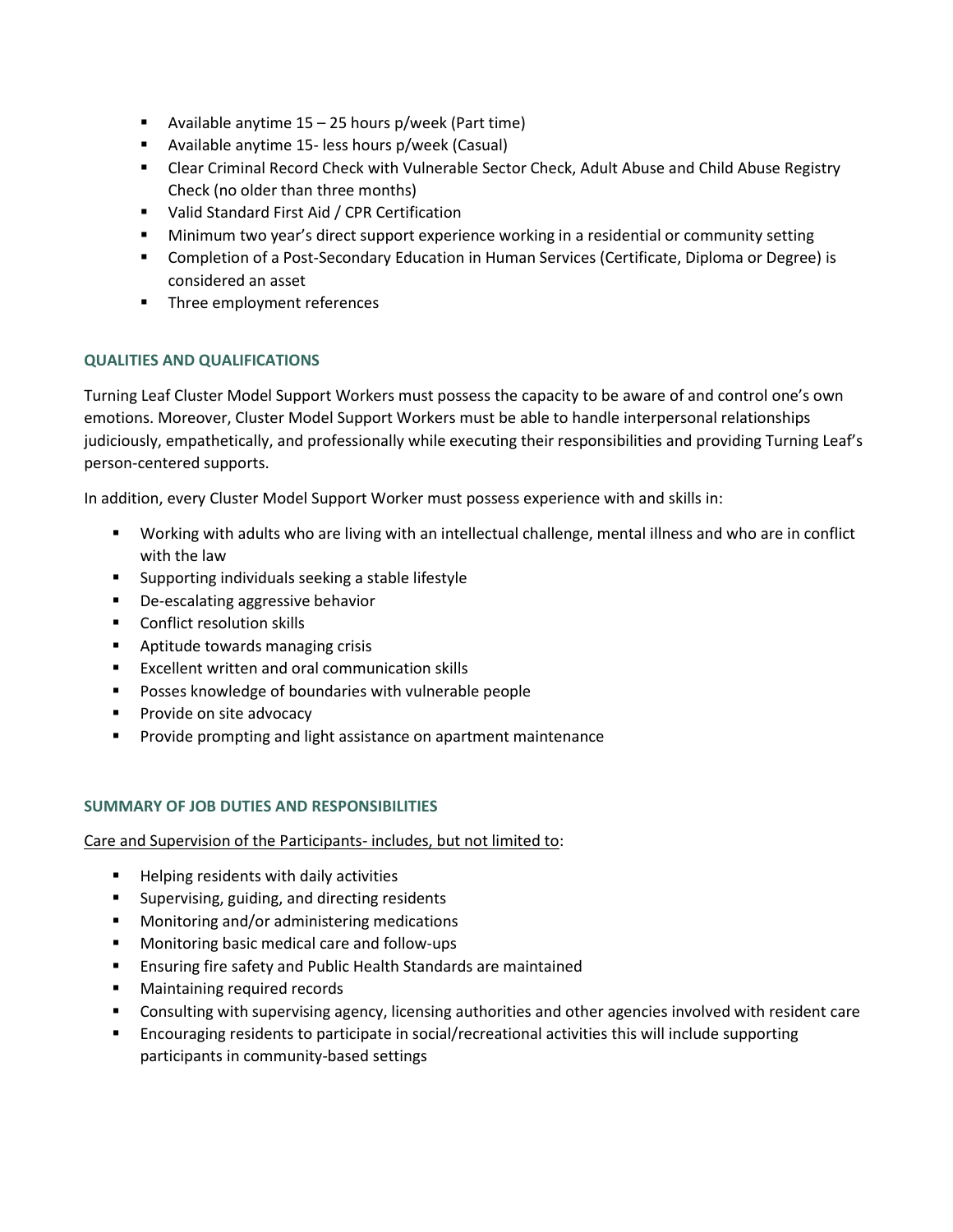- Available anytime 15 – 25 hours p/week (Part time)
- Available anytime 15- less hours p/week (Casual)
- Clear Criminal Record Check with Vulnerable Sector Check, Adult Abuse and Child Abuse Registry Check (no older than three months)
- Valid Standard First Aid / CPR Certification
- Minimum two year's direct support experience working in a residential or community setting
- Completion of a Post-Secondary Education in Human Services (Certificate, Diploma or Degree) is considered an asset
- Three employment references

## QUALITIES AND QUALIFICATIONS

Turning Leaf Cluster Model Support Workers must possess the capacity to be aware of and control one's own emotions. Moreover, Cluster Model Support Workers must be able to handle interpersonal relationships judiciously, empathetically, and professionally while executing their responsibilities and providing Turning Leaf's person-centered supports.

In addition, every Cluster Model Support Worker must possess experience with and skills in:

- Working with adults who are living with an intellectual challenge, mental illness and who are in conflict with the law
- Supporting individuals seeking a stable lifestyle
- De-escalating aggressive behavior
- Conflict resolution skills
- Aptitude towards managing crisis
- Excellent written and oral communication skills
- Posses knowledge of boundaries with vulnerable people
- Provide on site advocacy
- Provide prompting and light assistance on apartment maintenance

## SUMMARY OF JOB DUTIES AND RESPONSIBILITIES

Care and Supervision of the Participants- includes, but not limited to:

- Helping residents with daily activities
- Supervising, guiding, and directing residents
- Monitoring and/or administering medications
- Monitoring basic medical care and follow-ups
- Ensuring fire safety and Public Health Standards are maintained
- Maintaining required records
- Consulting with supervising agency, licensing authorities and other agencies involved with resident care
- Encouraging residents to participate in social/recreational activities this will include supporting participants in community-based settings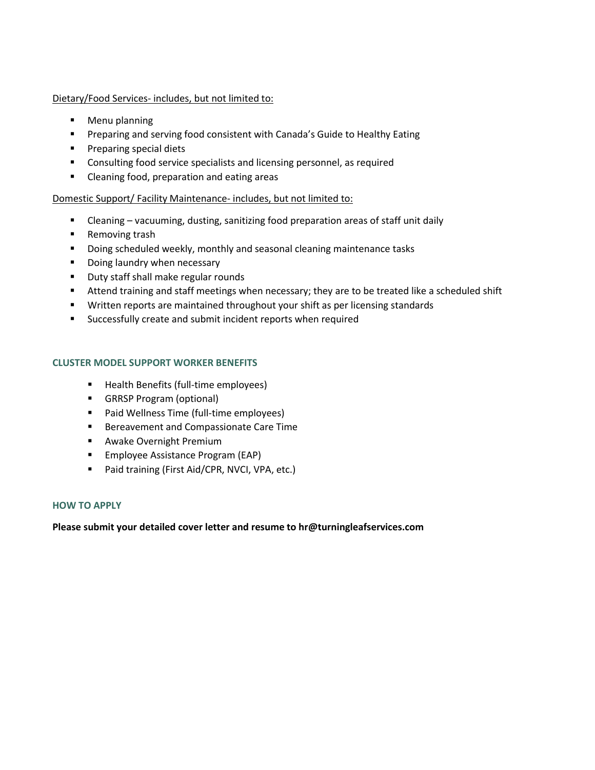Dietary/Food Services- includes, but not limited to:

- Menu planning
- Preparing and serving food consistent with Canada's Guide to Healthy Eating
- Preparing special diets
- Consulting food service specialists and licensing personnel, as required
- Cleaning food, preparation and eating areas

Domestic Support/ Facility Maintenance- includes, but not limited to:

- Cleaning – vacuuming, dusting, sanitizing food preparation areas of staff unit daily
- Removing trash
- Doing scheduled weekly, monthly and seasonal cleaning maintenance tasks
- Doing laundry when necessary
- Duty staff shall make regular rounds
- Attend training and staff meetings when necessary; they are to be treated like a scheduled shift
- Written reports are maintained throughout your shift as per licensing standards
- Successfully create and submit incident reports when required

## CLUSTER MODEL SUPPORT WORKER BENEFITS

- Health Benefits (full-time employees)
- GRRSP Program (optional)
- Paid Wellness Time (full-time employees)
- Bereavement and Compassionate Care Time
- Awake Overnight Premium
- Employee Assistance Program (EAP)
- Paid training (First Aid/CPR, NVCI, VPA, etc.)

## HOW TO APPLY

**Please submit your detailed cover letter and resume to hr@turningleafservices.com**